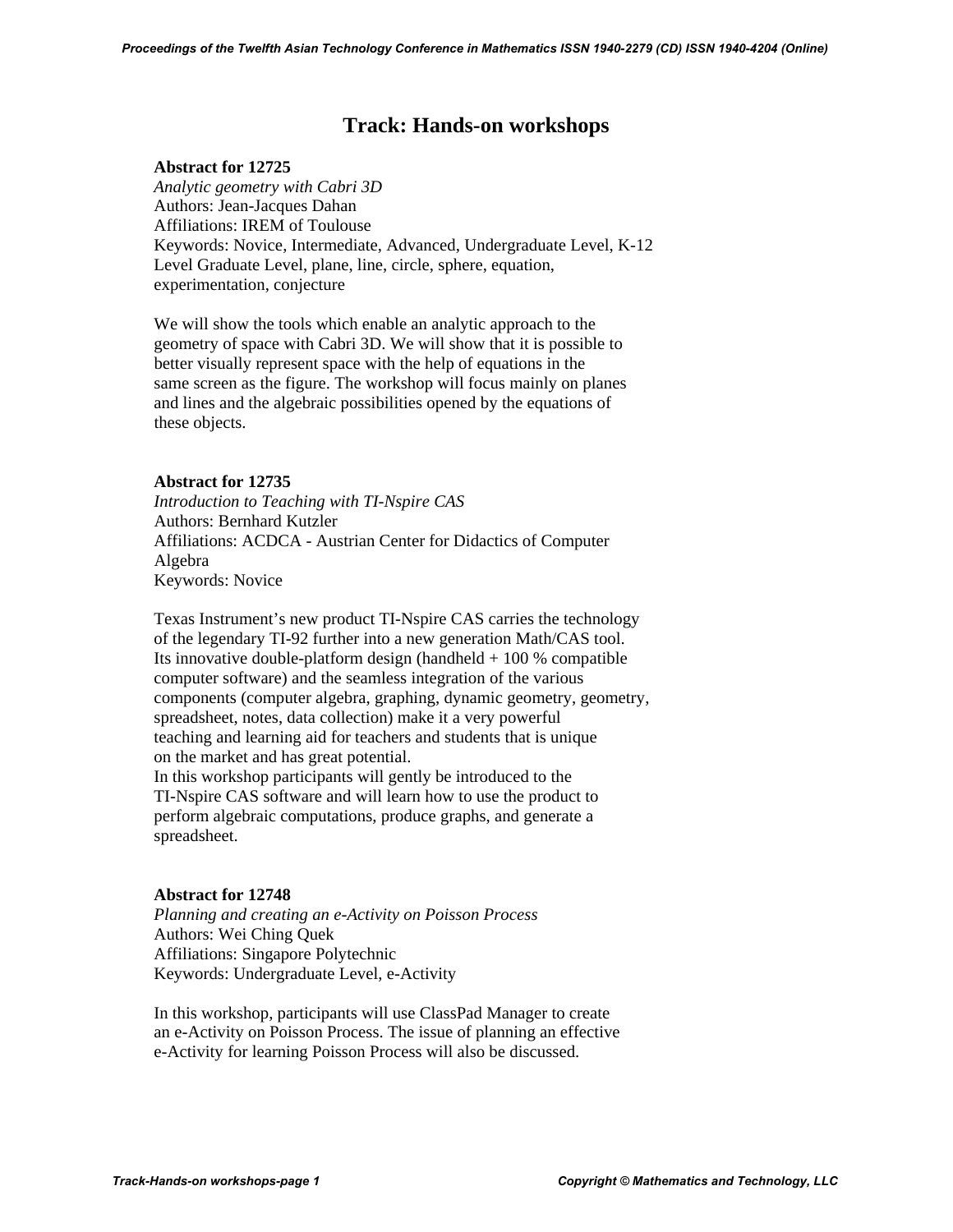# Track: Hands-on workshops

**Abstract for 12725**

*Analytic geometry with Cabri 3D*

Authors: Jean-Jacques Dahan

Affiliations: IREM of Toulouse

Keywords: Novice, Intermediate, Advanced, Undergraduate Level, K-12 Level Graduate Level, plane, line, circle, sphere, equation, experimentation, conjecture

We will show the tools which enable an analytic approach to the geometry of space with Cabri 3D. We will show that it is possible to better visually represent space with the help of equations in the same screen as the figure. The workshop will focus mainly on planes and lines and the algebraic possibilities opened by the equations of these objects.

**Abstract for 12735**

*Introduction to Teaching with TI-Nspire CAS*

Authors: Bernhard Kutzler

Affiliations: ACDCA - Austrian Center for Didactics of Computer Algebra

Keywords: Novice

Texas Instrument's new product TI-Nspire CAS carries the technology of the legendary TI-92 further into a new generation Math/CAS tool. Its innovative double-platform design (handheld + 100 % compatible computer software) and the seamless integration of the various components (computer algebra, graphing, dynamic geometry, geometry, spreadsheet, notes, data collection) make it a very powerful teaching and learning aid for teachers and students that is unique on the market and has great potential.

In this workshop participants will gently be introduced to the TI-Nspire CAS software and will learn how to use the product to perform algebraic computations, produce graphs, and generate a spreadsheet.

**Abstract for 12748**

*Planning and creating an e-Activity on Poisson Process*

Authors: Wei Ching Quek

Affiliations: Singapore Polytechnic

Keywords: Undergraduate Level, e-Activity

In this workshop, participants will use ClassPad Manager to create an e-Activity on Poisson Process. The issue of planning an effective e-Activity for learning Poisson Process will also be discussed.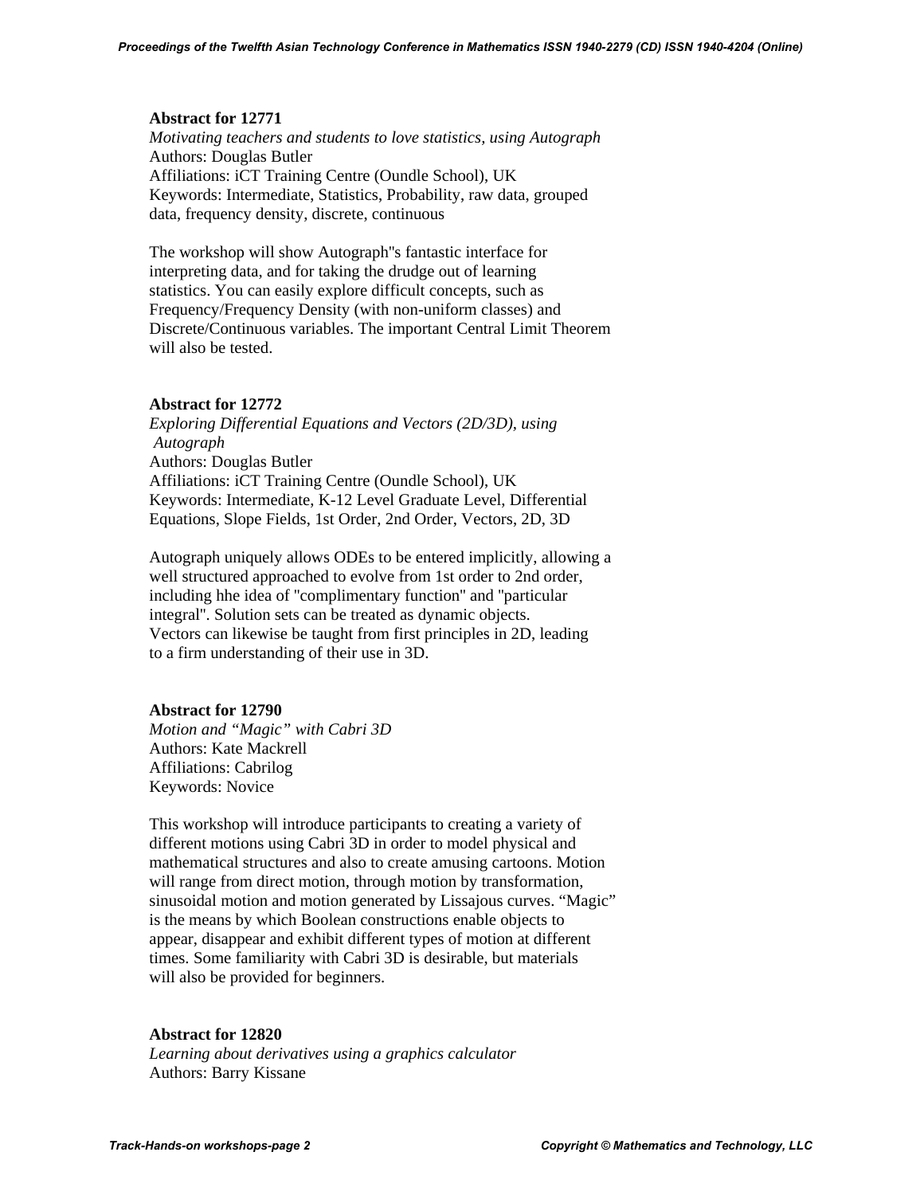**Abstract for 12771**

*Motivating teachers and students to love statistics, using Autograph*

Authors: Douglas Butler

Affiliations: iCT Training Centre (Oundle School), UK

Keywords: Intermediate, Statistics, Probability, raw data, grouped data, frequency density, discrete, continuous

The workshop will show Autograph''s fantastic interface for interpreting data, and for taking the drudge out of learning statistics. You can easily explore difficult concepts, such as Frequency/Frequency Density (with non-uniform classes) and Discrete/Continuous variables. The important Central Limit Theorem will also be tested.

**Abstract for 12772**

*Exploring Differential Equations and Vectors (2D/3D), using Autograph*

Authors: Douglas Butler

Affiliations: iCT Training Centre (Oundle School), UK

Keywords: Intermediate, K-12 Level Graduate Level, Differential Equations, Slope Fields, 1st Order, 2nd Order, Vectors, 2D, 3D

Autograph uniquely allows ODEs to be entered implicitly, allowing a well structured approached to evolve from 1st order to 2nd order, including hhe idea of "complimentary function" and "particular integral". Solution sets can be treated as dynamic objects. Vectors can likewise be taught from first principles in 2D, leading to a firm understanding of their use in 3D.

**Abstract for 12790**

*Motion and "Magic" with Cabri 3D*

Authors: Kate Mackrell

Affiliations: Cabrilog

Keywords: Novice

This workshop will introduce participants to creating a variety of different motions using Cabri 3D in order to model physical and mathematical structures and also to create amusing cartoons. Motion will range from direct motion, through motion by transformation, sinusoidal motion and motion generated by Lissajous curves. "Magic" is the means by which Boolean constructions enable objects to appear, disappear and exhibit different types of motion at different times. Some familiarity with Cabri 3D is desirable, but materials will also be provided for beginners.

**Abstract for 12820**

*Learning about derivatives using a graphics calculator*

Authors: Barry Kissane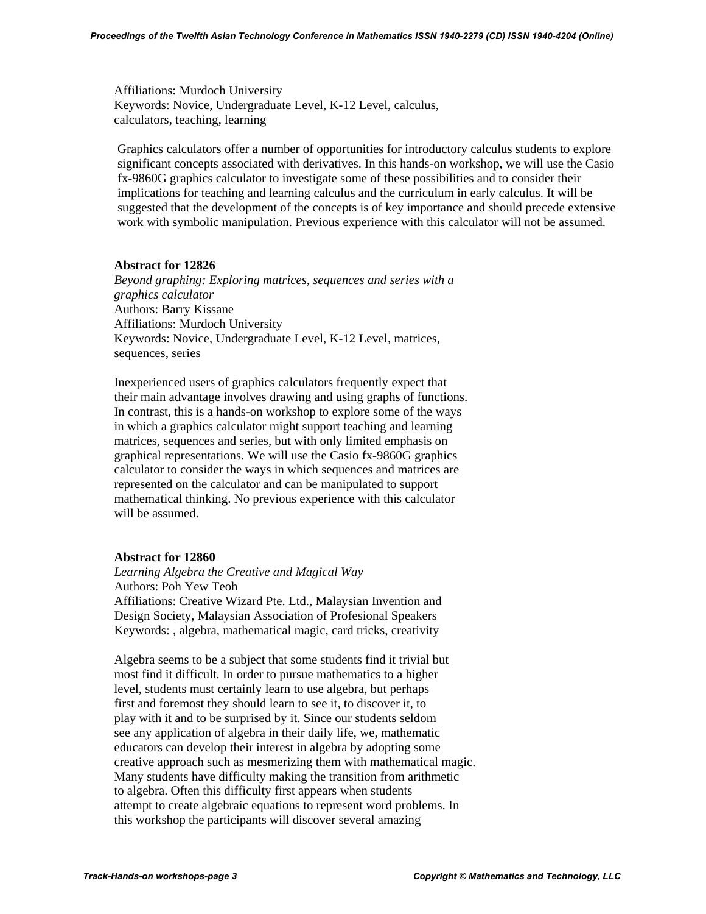Affiliations: Murdoch University
Keywords: Novice, Undergraduate Level, K-12 Level, calculus, calculators, teaching, learning

Graphics calculators offer a number of opportunities for introductory calculus students to explore significant concepts associated with derivatives. In this hands-on workshop, we will use the Casio fx-9860G graphics calculator to investigate some of these possibilities and to consider their implications for teaching and learning calculus and the curriculum in early calculus. It will be suggested that the development of the concepts is of key importance and should precede extensive work with symbolic manipulation. Previous experience with this calculator will not be assumed.

**Abstract for 12826**

*Beyond graphing: Exploring matrices, sequences and series with a graphics calculator*
Authors: Barry Kissane
Affiliations: Murdoch University
Keywords: Novice, Undergraduate Level, K-12 Level, matrices, sequences, series

Inexperienced users of graphics calculators frequently expect that their main advantage involves drawing and using graphs of functions. In contrast, this is a hands-on workshop to explore some of the ways in which a graphics calculator might support teaching and learning matrices, sequences and series, but with only limited emphasis on graphical representations. We will use the Casio fx-9860G graphics calculator to consider the ways in which sequences and matrices are represented on the calculator and can be manipulated to support mathematical thinking. No previous experience with this calculator will be assumed.

**Abstract for 12860**

*Learning Algebra the Creative and Magical Way*
Authors: Poh Yew Teoh
Affiliations: Creative Wizard Pte. Ltd., Malaysian Invention and Design Society, Malaysian Association of Profesional Speakers
Keywords: , algebra, mathematical magic, card tricks, creativity

Algebra seems to be a subject that some students find it trivial but most find it difficult. In order to pursue mathematics to a higher level, students must certainly learn to use algebra, but perhaps first and foremost they should learn to see it, to discover it, to play with it and to be surprised by it. Since our students seldom see any application of algebra in their daily life, we, mathematic educators can develop their interest in algebra by adopting some creative approach such as mesmerizing them with mathematical magic. Many students have difficulty making the transition from arithmetic to algebra. Often this difficulty first appears when students attempt to create algebraic equations to represent word problems. In this workshop the participants will discover several amazing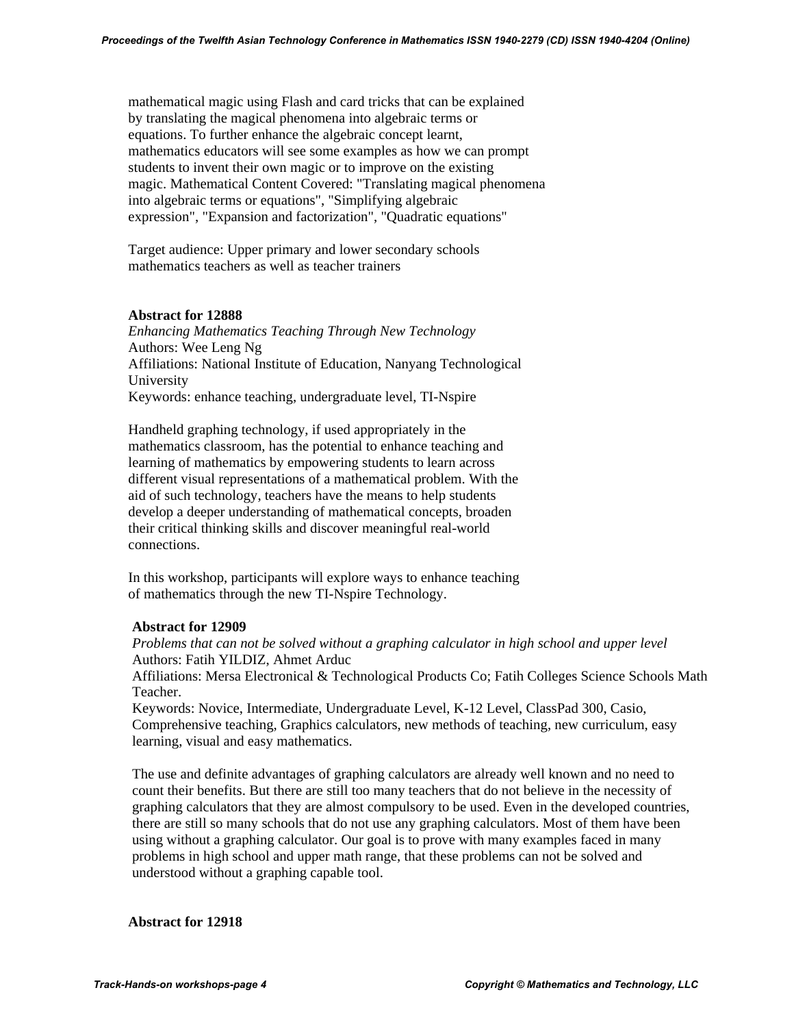mathematical magic using Flash and card tricks that can be explained by translating the magical phenomena into algebraic terms or equations. To further enhance the algebraic concept learnt, mathematics educators will see some examples as how we can prompt students to invent their own magic or to improve on the existing magic. Mathematical Content Covered: "Translating magical phenomena into algebraic terms or equations", "Simplifying algebraic expression", "Expansion and factorization", "Quadratic equations"

Target audience: Upper primary and lower secondary schools mathematics teachers as well as teacher trainers

**Abstract for 12888**

*Enhancing Mathematics Teaching Through New Technology*
Authors: Wee Leng Ng
Affiliations: National Institute of Education, Nanyang Technological University
Keywords: enhance teaching, undergraduate level, TI-Nspire

Handheld graphing technology, if used appropriately in the mathematics classroom, has the potential to enhance teaching and learning of mathematics by empowering students to learn across different visual representations of a mathematical problem. With the aid of such technology, teachers have the means to help students develop a deeper understanding of mathematical concepts, broaden their critical thinking skills and discover meaningful real-world connections.

In this workshop, participants will explore ways to enhance teaching of mathematics through the new TI-Nspire Technology.

**Abstract for 12909**

*Problems that can not be solved without a graphing calculator in high school and upper level*
Authors: Fatih YILDIZ, Ahmet Arduc
Affiliations: Mersa Electronical & Technological Products Co; Fatih Colleges Science Schools Math Teacher.
Keywords: Novice, Intermediate, Undergraduate Level, K-12 Level, ClassPad 300, Casio, Comprehensive teaching, Graphics calculators, new methods of teaching, new curriculum, easy learning, visual and easy mathematics.

The use and definite advantages of graphing calculators are already well known and no need to count their benefits. But there are still too many teachers that do not believe in the necessity of graphing calculators that they are almost compulsory to be used. Even in the developed countries, there are still so many schools that do not use any graphing calculators. Most of them have been using without a graphing calculator. Our goal is to prove with many examples faced in many problems in high school and upper math range, that these problems can not be solved and understood without a graphing capable tool.

**Abstract for 12918**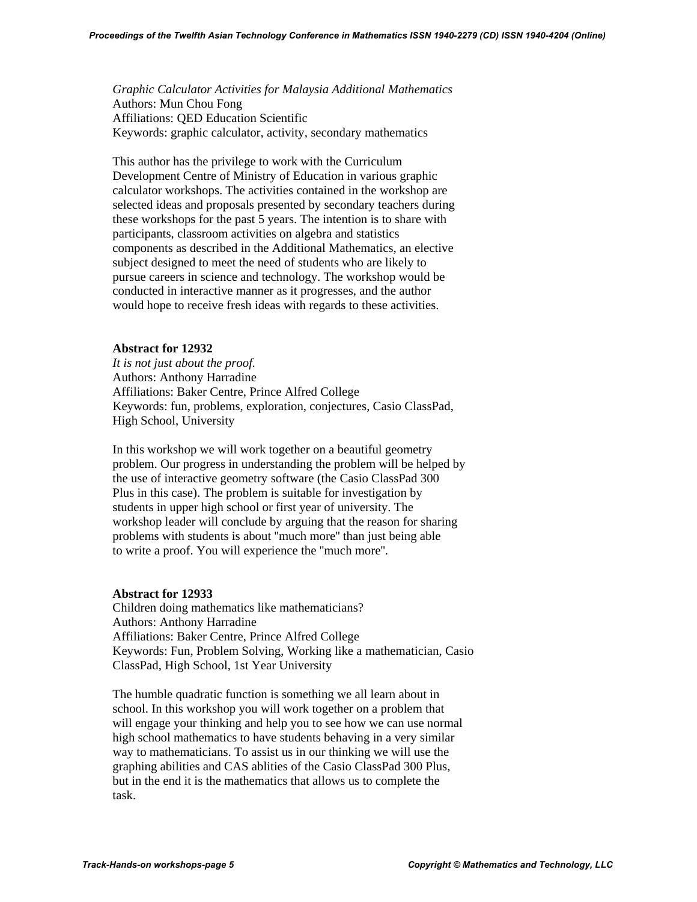*Graphic Calculator Activities for Malaysia Additional Mathematics*
Authors: Mun Chou Fong
Affiliations: QED Education Scientific
Keywords: graphic calculator, activity, secondary mathematics

This author has the privilege to work with the Curriculum Development Centre of Ministry of Education in various graphic calculator workshops. The activities contained in the workshop are selected ideas and proposals presented by secondary teachers during these workshops for the past 5 years. The intention is to share with participants, classroom activities on algebra and statistics components as described in the Additional Mathematics, an elective subject designed to meet the need of students who are likely to pursue careers in science and technology. The workshop would be conducted in interactive manner as it progresses, and the author would hope to receive fresh ideas with regards to these activities.

**Abstract for 12932**
*It is not just about the proof.*
Authors: Anthony Harradine
Affiliations: Baker Centre, Prince Alfred College
Keywords: fun, problems, exploration, conjectures, Casio ClassPad, High School, University

In this workshop we will work together on a beautiful geometry problem. Our progress in understanding the problem will be helped by the use of interactive geometry software (the Casio ClassPad 300 Plus in this case). The problem is suitable for investigation by students in upper high school or first year of university. The workshop leader will conclude by arguing that the reason for sharing problems with students is about "much more" than just being able to write a proof. You will experience the "much more".

**Abstract for 12933**
Children doing mathematics like mathematicians?
Authors: Anthony Harradine
Affiliations: Baker Centre, Prince Alfred College
Keywords: Fun, Problem Solving, Working like a mathematician, Casio ClassPad, High School, 1st Year University

The humble quadratic function is something we all learn about in school. In this workshop you will work together on a problem that will engage your thinking and help you to see how we can use normal high school mathematics to have students behaving in a very similar way to mathematicians. To assist us in our thinking we will use the graphing abilities and CAS ablities of the Casio ClassPad 300 Plus, but in the end it is the mathematics that allows us to complete the task.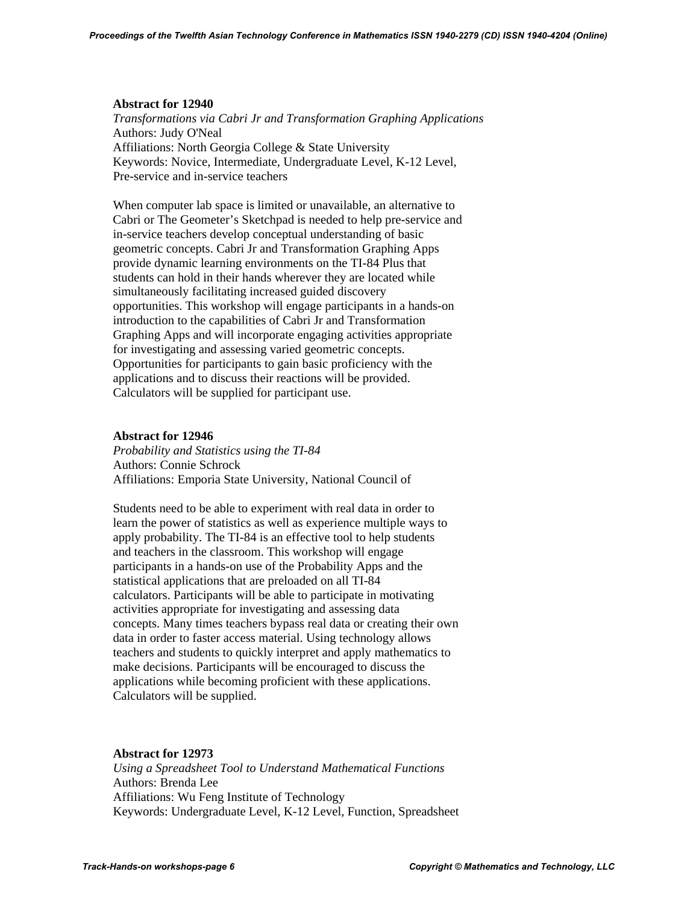**Abstract for 12940**

*Transformations via Cabri Jr and Transformation Graphing Applications*
Authors: Judy O'Neal
Affiliations: North Georgia College & State University
Keywords: Novice, Intermediate, Undergraduate Level, K-12 Level, Pre-service and in-service teachers

When computer lab space is limited or unavailable, an alternative to Cabri or The Geometer's Sketchpad is needed to help pre-service and in-service teachers develop conceptual understanding of basic geometric concepts. Cabri Jr and Transformation Graphing Apps provide dynamic learning environments on the TI-84 Plus that students can hold in their hands wherever they are located while simultaneously facilitating increased guided discovery opportunities. This workshop will engage participants in a hands-on introduction to the capabilities of Cabri Jr and Transformation Graphing Apps and will incorporate engaging activities appropriate for investigating and assessing varied geometric concepts. Opportunities for participants to gain basic proficiency with the applications and to discuss their reactions will be provided. Calculators will be supplied for participant use.

**Abstract for 12946**

*Probability and Statistics using the TI-84*
Authors: Connie Schrock
Affiliations: Emporia State University, National Council of

Students need to be able to experiment with real data in order to learn the power of statistics as well as experience multiple ways to apply probability. The TI-84 is an effective tool to help students and teachers in the classroom. This workshop will engage participants in a hands-on use of the Probability Apps and the statistical applications that are preloaded on all TI-84 calculators. Participants will be able to participate in motivating activities appropriate for investigating and assessing data concepts. Many times teachers bypass real data or creating their own data in order to faster access material. Using technology allows teachers and students to quickly interpret and apply mathematics to make decisions. Participants will be encouraged to discuss the applications while becoming proficient with these applications. Calculators will be supplied.

**Abstract for 12973**

*Using a Spreadsheet Tool to Understand Mathematical Functions*
Authors: Brenda Lee
Affiliations: Wu Feng Institute of Technology
Keywords: Undergraduate Level, K-12 Level, Function, Spreadsheet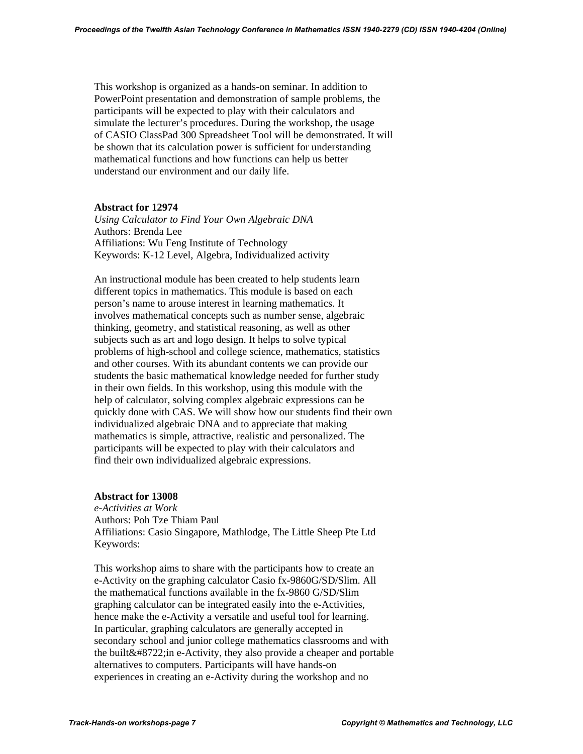This workshop is organized as a hands-on seminar. In addition to PowerPoint presentation and demonstration of sample problems, the participants will be expected to play with their calculators and simulate the lecturer's procedures. During the workshop, the usage of CASIO ClassPad 300 Spreadsheet Tool will be demonstrated. It will be shown that its calculation power is sufficient for understanding mathematical functions and how functions can help us better understand our environment and our daily life.

**Abstract for 12974**

*Using Calculator to Find Your Own Algebraic DNA*
Authors: Brenda Lee
Affiliations: Wu Feng Institute of Technology
Keywords: K-12 Level, Algebra, Individualized activity

An instructional module has been created to help students learn different topics in mathematics. This module is based on each person's name to arouse interest in learning mathematics. It involves mathematical concepts such as number sense, algebraic thinking, geometry, and statistical reasoning, as well as other subjects such as art and logo design. It helps to solve typical problems of high-school and college science, mathematics, statistics and other courses. With its abundant contents we can provide our students the basic mathematical knowledge needed for further study in their own fields. In this workshop, using this module with the help of calculator, solving complex algebraic expressions can be quickly done with CAS. We will show how our students find their own individualized algebraic DNA and to appreciate that making mathematics is simple, attractive, realistic and personalized. The participants will be expected to play with their calculators and find their own individualized algebraic expressions.

**Abstract for 13008**

*e-Activities at Work*
Authors: Poh Tze Thiam Paul
Affiliations: Casio Singapore, Mathlodge, The Little Sheep Pte Ltd
Keywords:

This workshop aims to share with the participants how to create an e-Activity on the graphing calculator Casio fx-9860G/SD/Slim. All the mathematical functions available in the fx-9860 G/SD/Slim graphing calculator can be integrated easily into the e-Activities, hence make the e-Activity a versatile and useful tool for learning. In particular, graphing calculators are generally accepted in secondary school and junior college mathematics classrooms and with the built&#8722;in e-Activity, they also provide a cheaper and portable alternatives to computers. Participants will have hands-on experiences in creating an e-Activity during the workshop and no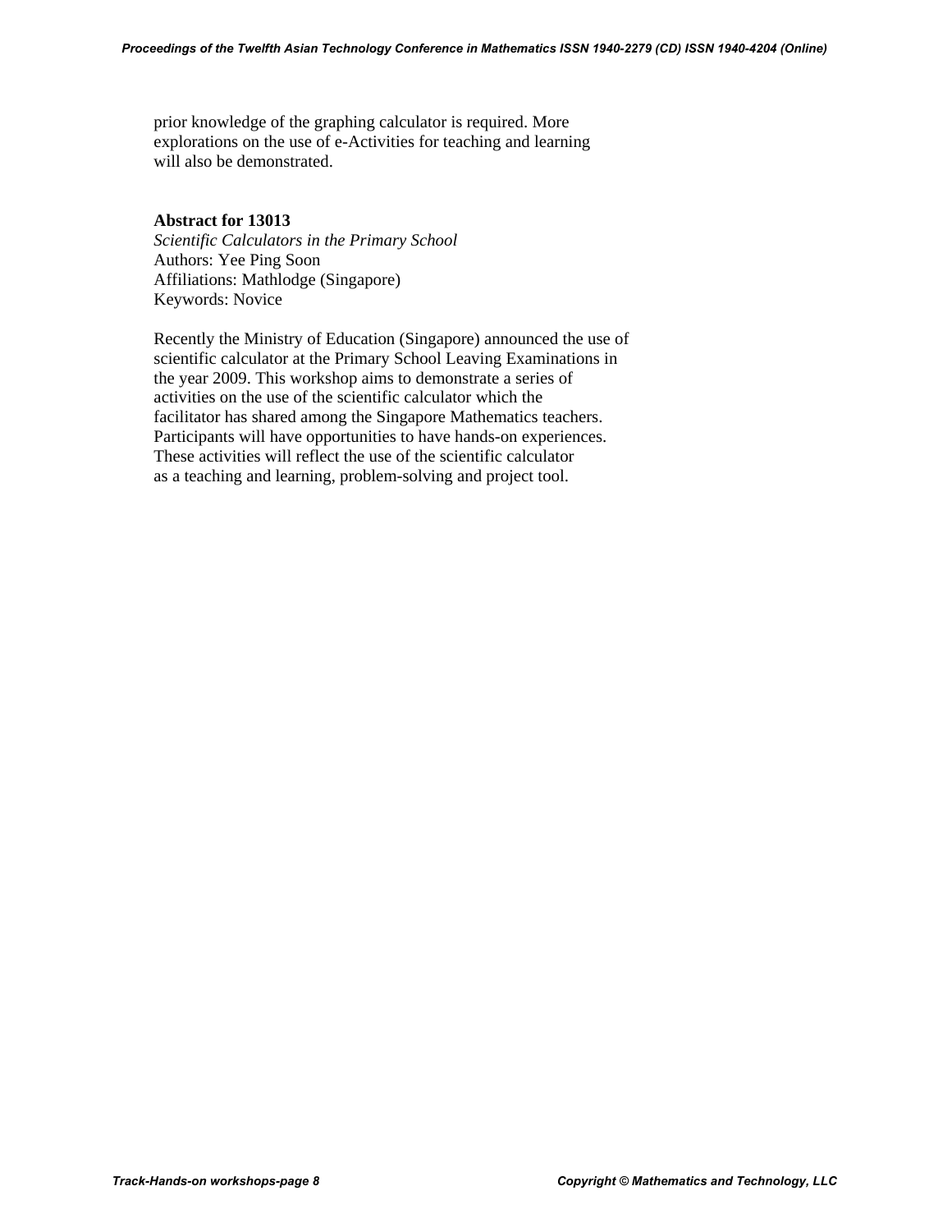prior knowledge of the graphing calculator is required. More explorations on the use of e-Activities for teaching and learning will also be demonstrated.

**Abstract for 13013**

*Scientific Calculators in the Primary School*
Authors: Yee Ping Soon
Affiliations: Mathlodge (Singapore)
Keywords: Novice

Recently the Ministry of Education (Singapore) announced the use of scientific calculator at the Primary School Leaving Examinations in the year 2009. This workshop aims to demonstrate a series of activities on the use of the scientific calculator which the facilitator has shared among the Singapore Mathematics teachers. Participants will have opportunities to have hands-on experiences. These activities will reflect the use of the scientific calculator as a teaching and learning, problem-solving and project tool.